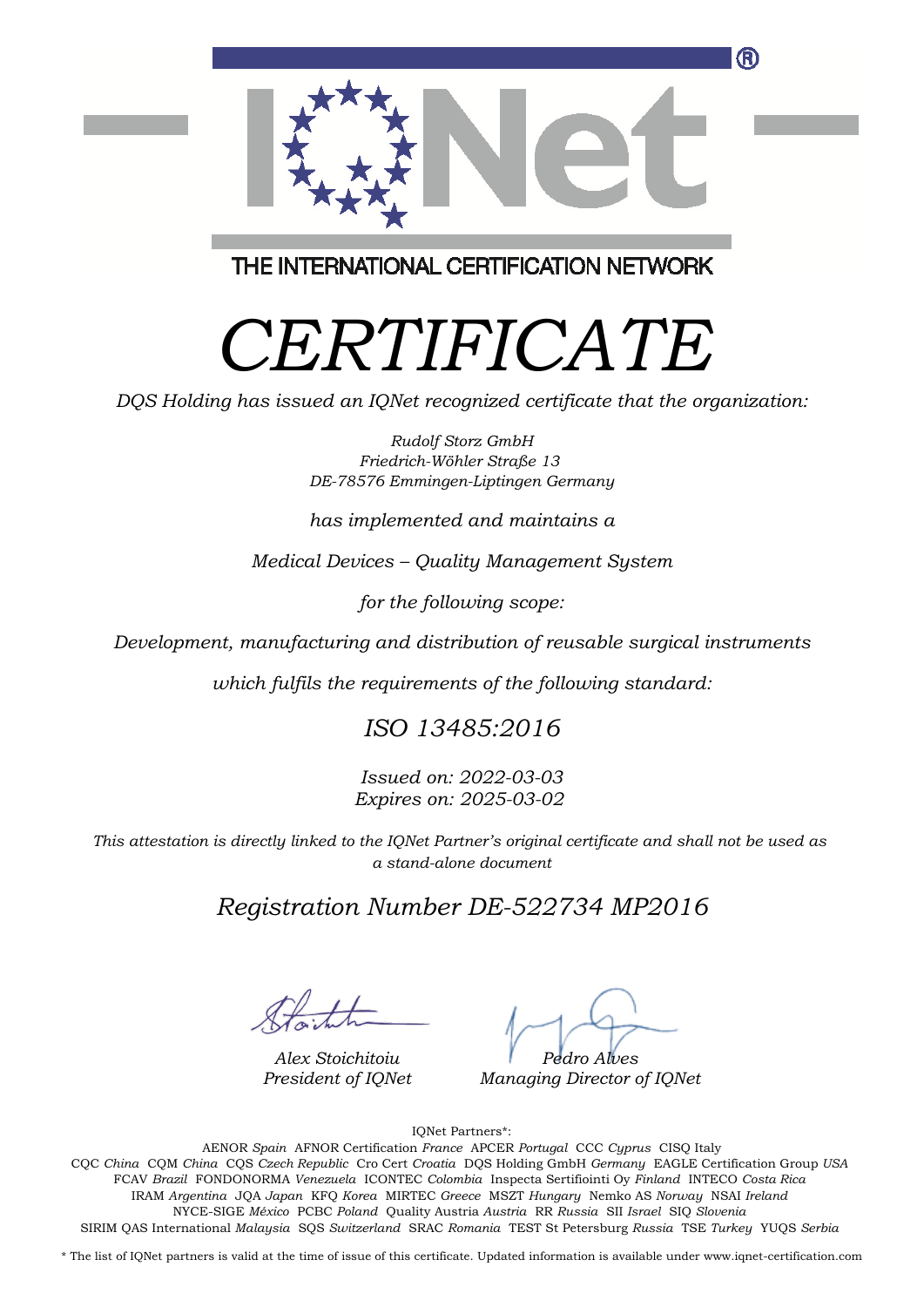THE INTERNATIONAL CERTIFICATION NETWORK

# *CERTIFICATE*

*DQS Holding has issued an IQNet recognized certificate that the organization:*

*Rudolf Storz GmbH*
*Friedrich-Wöhler Straße 13*
*DE-78576 Emmingen-Liptingen Germany*

*has implemented and maintains a*

*Medical Devices – Quality Management System*

*for the following scope:*

*Development, manufacturing and distribution of reusable surgical instruments*

*which fulfils the requirements of the following standard:*

## *ISO 13485:2016*

*Issued on: 2022-03-03*
*Expires on: 2025-03-02*

*This attestation is directly linked to the IQNet Partner's original certificate and shall not be used as a stand-alone document*

## *Registration Number DE-522734 MP2016*

*Alex Stoichitoiu*
*President of IQNet*

*Pedro Alves*
*Managing Director of IQNet*

IQNet Partners*:

AENOR *Spain* AFNOR Certification *France* APCER *Portugal* CCC *Cyprus* CISQ Italy
CQC *China* CQM *China* CQS *Czech Republic* Cro Cert *Croatia* DQS Holding GmbH *Germany* EAGLE Certification Group *USA*
FCAV *Brazil* FONDONORMA *Venezuela* ICONTEC *Colombia* Inspecta Sertifiointi Oy *Finland* INTECO *Costa Rica*
IRAM *Argentina* JQA *Japan* KFQ *Korea* MIRTEC *Greece* MSZT *Hungary* Nemko AS *Norway* NSAI *Ireland*
NYCE-SIGE *México* PCBC *Poland* Quality Austria *Austria* RR *Russia* SII *Israel* SIQ *Slovenia*
SIRIM QAS International *Malaysia* SQS *Switzerland* SRAC *Romania* TEST St Petersburg *Russia* TSE *Turkey* YUQS *Serbia*

* The list of IQNet partners is valid at the time of issue of this certificate. Updated information is available under www.iqnet-certification.com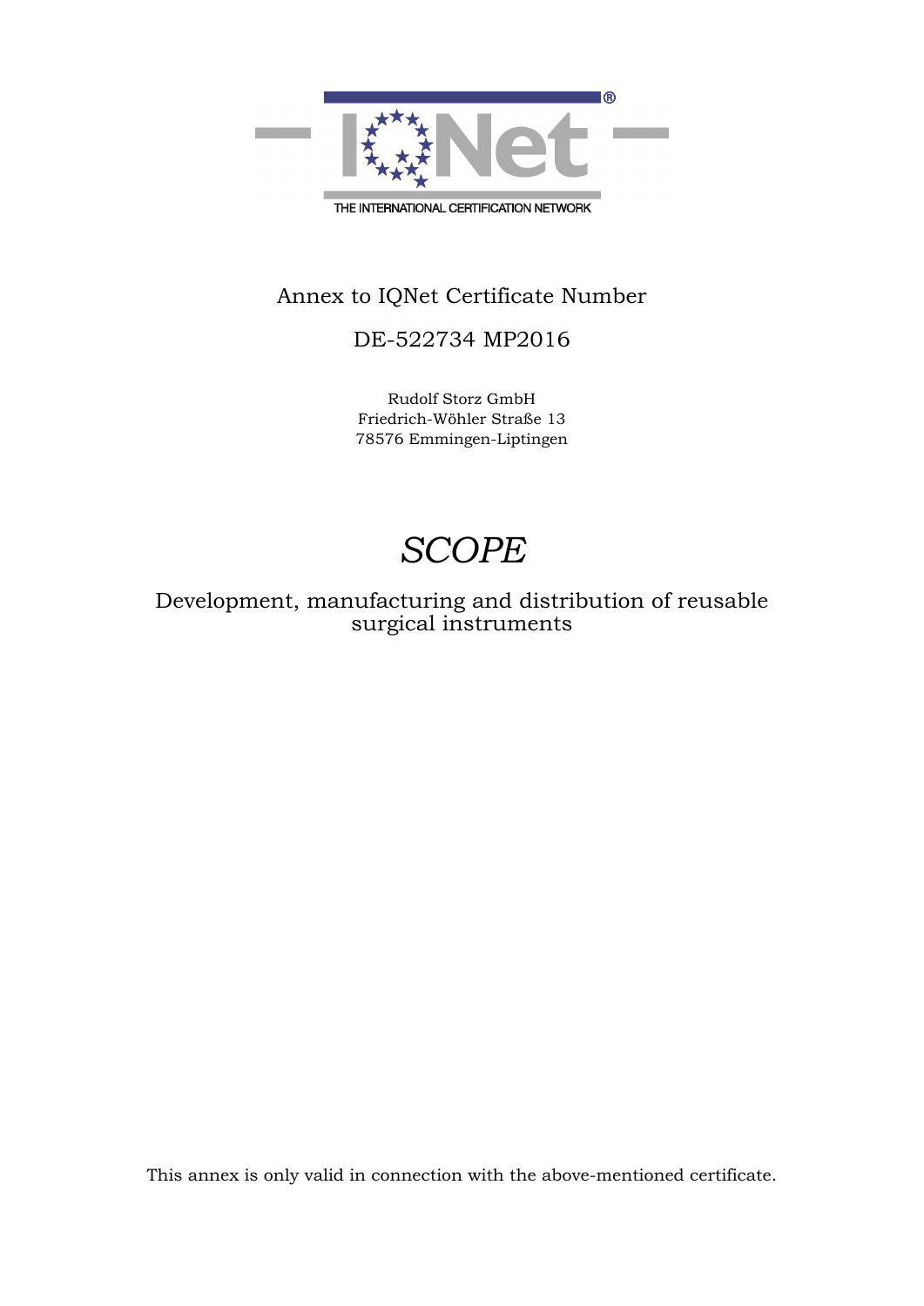THE INTERNATIONAL CERTIFICATION NETWORK

Annex to IQNet Certificate Number

DE-522734 MP2016

Rudolf Storz GmbH
Friedrich-Wöhler Straße 13
78576 Emmingen-Liptingen

# *SCOPE*

Development, manufacturing and distribution of reusable surgical instruments

This annex is only valid in connection with the above-mentioned certificate.